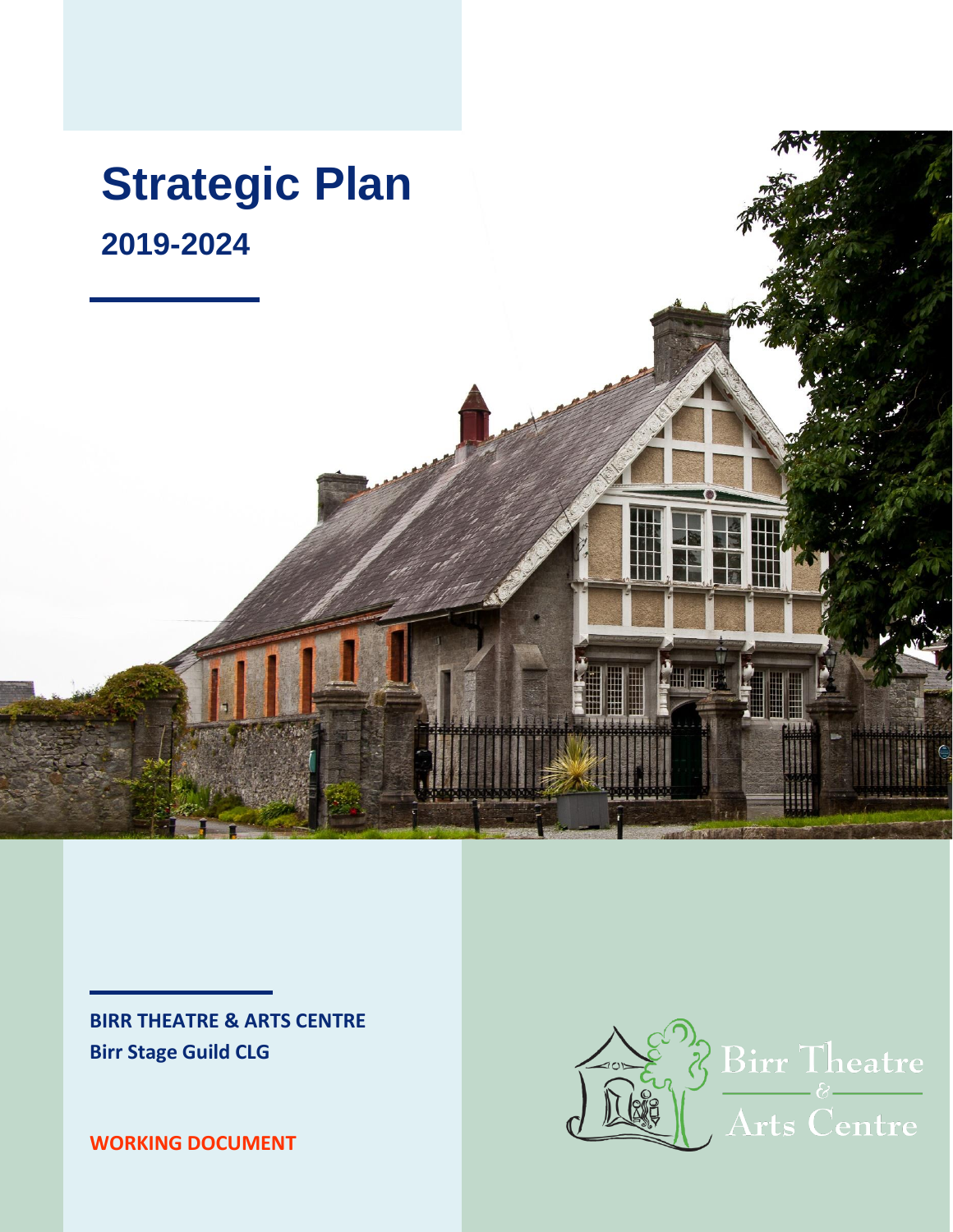# Strategic Plan

## 2019-2024

**BIRR THEATRE & ARTS CENTRE**
**Birr Stage Guild CLG**

**WORKING DOCUMENT**

Birr Theatre & Arts Centre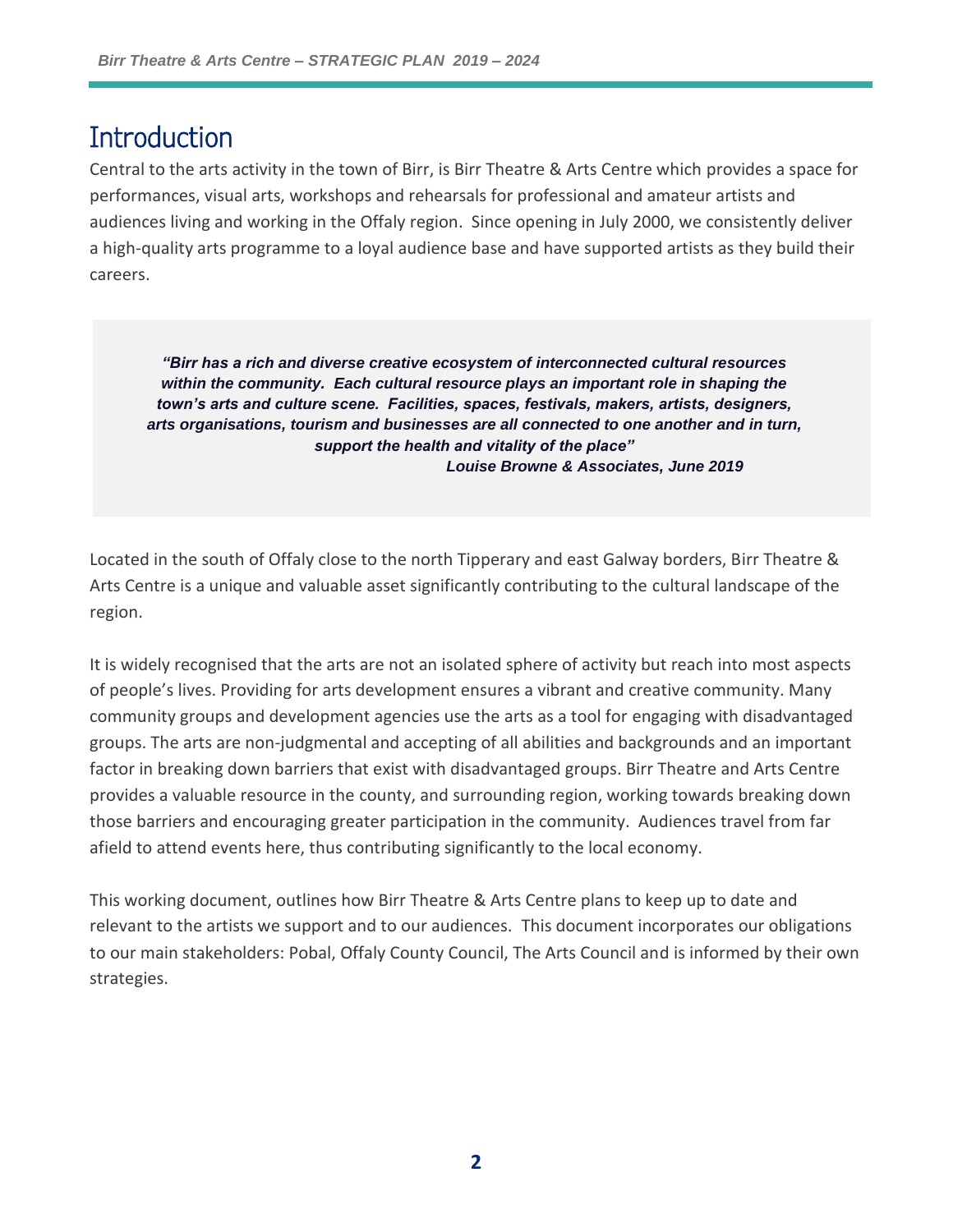# Introduction

Central to the arts activity in the town of Birr, is Birr Theatre & Arts Centre which provides a space for performances, visual arts, workshops and rehearsals for professional and amateur artists and audiences living and working in the Offaly region. Since opening in July 2000, we consistently deliver a high-quality arts programme to a loyal audience base and have supported artists as they build their careers.

> ***"Birr has a rich and diverse creative ecosystem of interconnected cultural resources within the community. Each cultural resource plays an important role in shaping the town's arts and culture scene. Facilities, spaces, festivals, makers, artists, designers, arts organisations, tourism and businesses are all connected to one another and in turn, support the health and vitality of the place"***
>
> ***Louise Browne & Associates, June 2019***

Located in the south of Offaly close to the north Tipperary and east Galway borders, Birr Theatre & Arts Centre is a unique and valuable asset significantly contributing to the cultural landscape of the region.

It is widely recognised that the arts are not an isolated sphere of activity but reach into most aspects of people's lives. Providing for arts development ensures a vibrant and creative community. Many community groups and development agencies use the arts as a tool for engaging with disadvantaged groups. The arts are non-judgmental and accepting of all abilities and backgrounds and an important factor in breaking down barriers that exist with disadvantaged groups. Birr Theatre and Arts Centre provides a valuable resource in the county, and surrounding region, working towards breaking down those barriers and encouraging greater participation in the community. Audiences travel from far afield to attend events here, thus contributing significantly to the local economy.

This working document, outlines how Birr Theatre & Arts Centre plans to keep up to date and relevant to the artists we support and to our audiences. This document incorporates our obligations to our main stakeholders: Pobal, Offaly County Council, The Arts Council and is informed by their own strategies.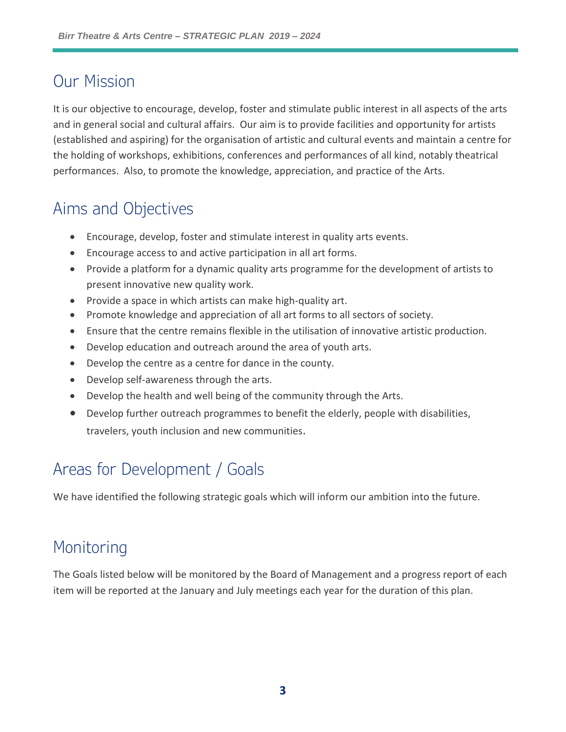## Our Mission

It is our objective to encourage, develop, foster and stimulate public interest in all aspects of the arts and in general social and cultural affairs. Our aim is to provide facilities and opportunity for artists (established and aspiring) for the organisation of artistic and cultural events and maintain a centre for the holding of workshops, exhibitions, conferences and performances of all kind, notably theatrical performances. Also, to promote the knowledge, appreciation, and practice of the Arts.

## Aims and Objectives

- Encourage, develop, foster and stimulate interest in quality arts events.
- Encourage access to and active participation in all art forms.
- Provide a platform for a dynamic quality arts programme for the development of artists to present innovative new quality work.
- Provide a space in which artists can make high-quality art.
- Promote knowledge and appreciation of all art forms to all sectors of society.
- Ensure that the centre remains flexible in the utilisation of innovative artistic production.
- Develop education and outreach around the area of youth arts.
- Develop the centre as a centre for dance in the county.
- Develop self-awareness through the arts.
- Develop the health and well being of the community through the Arts.
- Develop further outreach programmes to benefit the elderly, people with disabilities, travelers, youth inclusion and new communities.

## Areas for Development / Goals

We have identified the following strategic goals which will inform our ambition into the future.

## Monitoring

The Goals listed below will be monitored by the Board of Management and a progress report of each item will be reported at the January and July meetings each year for the duration of this plan.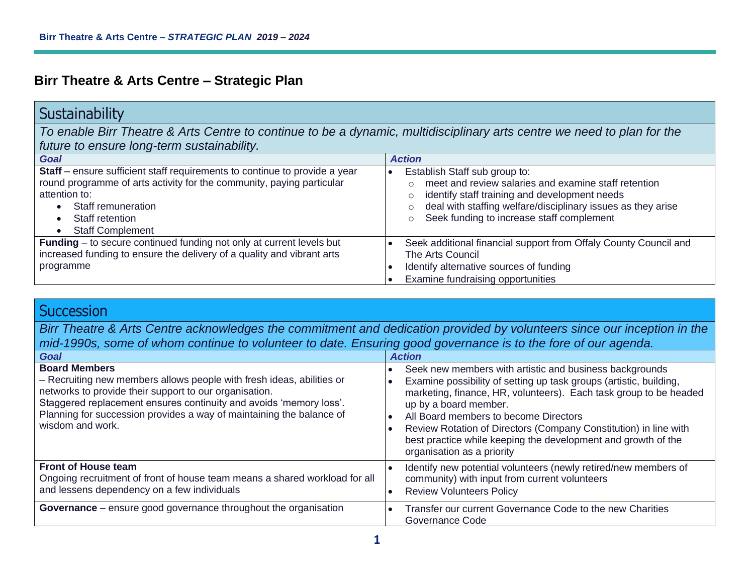## Birr Theatre & Arts Centre – Strategic Plan

### Sustainability

*To enable Birr Theatre & Arts Centre to continue to be a dynamic, multidisciplinary arts centre we need to plan for the future to ensure long-term sustainability.*

| *Goal* | *Action* |
|---|---|
| **Staff** – ensure sufficient staff requirements to continue to provide a year round programme of arts activity for the community, paying particular attention to:<br>• Staff remuneration<br>• Staff retention<br>• Staff Complement | • Establish Staff sub group to:<br>○ meet and review salaries and examine staff retention<br>○ identify staff training and development needs<br>○ deal with staffing welfare/disciplinary issues as they arise<br>○ Seek funding to increase staff complement |
| **Funding** – to secure continued funding not only at current levels but increased funding to ensure the delivery of a quality and vibrant arts programme | • Seek additional financial support from Offaly County Council and The Arts Council<br>• Identify alternative sources of funding<br>• Examine fundraising opportunities |

### Succession

*Birr Theatre & Arts Centre acknowledges the commitment and dedication provided by volunteers since our inception in the mid-1990s, some of whom continue to volunteer to date. Ensuring good governance is to the fore of our agenda.*

| *Goal* | *Action* |
|---|---|
| **Board Members**<br>– Recruiting new members allows people with fresh ideas, abilities or networks to provide their support to our organisation.<br>Staggered replacement ensures continuity and avoids 'memory loss'.<br>Planning for succession provides a way of maintaining the balance of wisdom and work. | • Seek new members with artistic and business backgrounds<br>• Examine possibility of setting up task groups (artistic, building, marketing, finance, HR, volunteers). Each task group to be headed up by a board member.<br>• All Board members to become Directors<br>• Review Rotation of Directors (Company Constitution) in line with best practice while keeping the development and growth of the organisation as a priority |
| **Front of House team**<br>Ongoing recruitment of front of house team means a shared workload for all and lessens dependency on a few individuals | • Identify new potential volunteers (newly retired/new members of community) with input from current volunteers<br>• Review Volunteers Policy |
| **Governance** – ensure good governance throughout the organisation | • Transfer our current Governance Code to the new Charities Governance Code |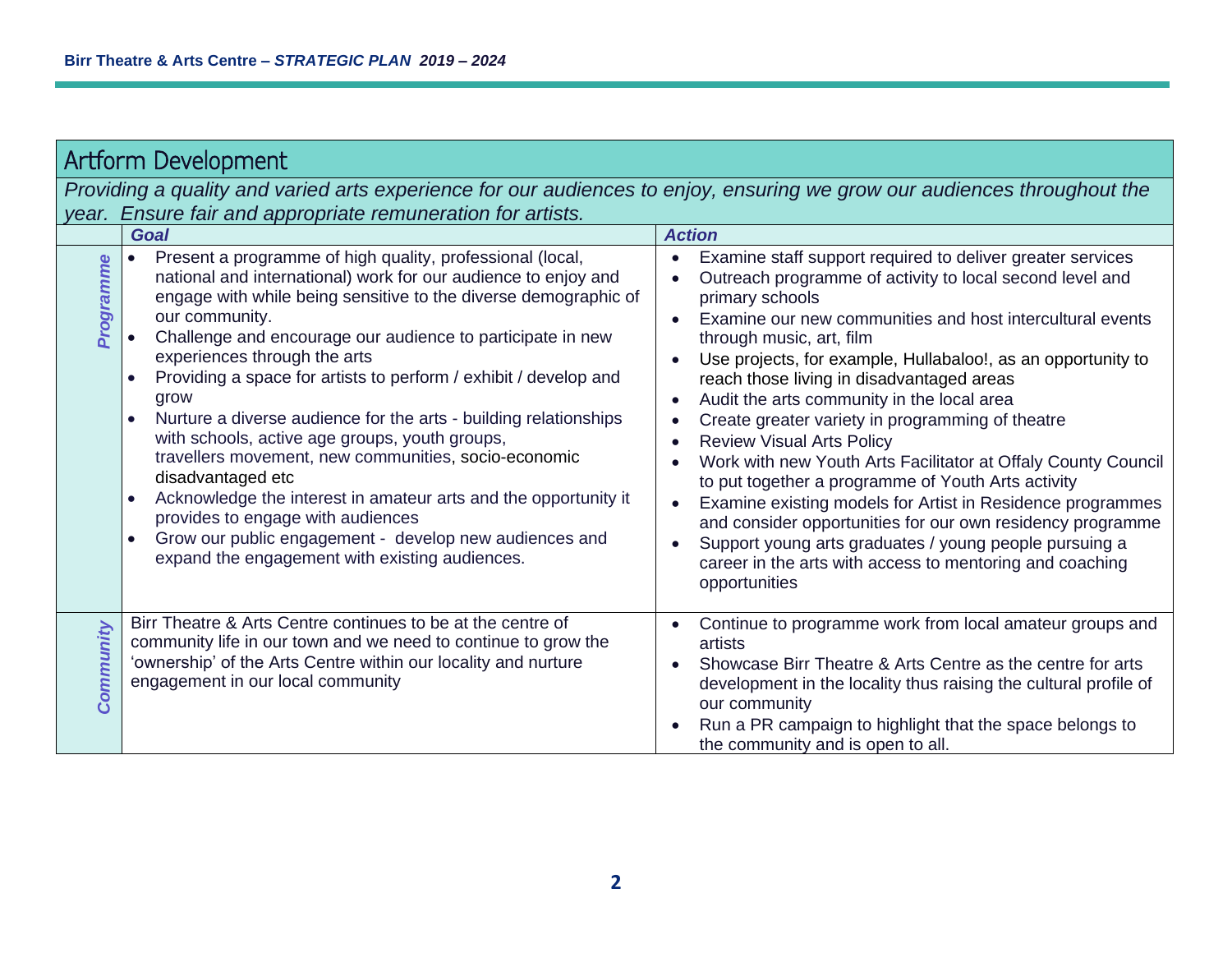## Artform Development

*Providing a quality and varied arts experience for our audiences to enjoy, ensuring we grow our audiences throughout the year. Ensure fair and appropriate remuneration for artists.*

| | ***Goal*** | ***Action*** |
|---|---|---|
| ***Programme*** | • Present a programme of high quality, professional (local, national and international) work for our audience to enjoy and engage with while being sensitive to the diverse demographic of our community.<br>• Challenge and encourage our audience to participate in new experiences through the arts<br>• Providing a space for artists to perform / exhibit / develop and grow<br>• Nurture a diverse audience for the arts - building relationships with schools, active age groups, youth groups, travellers movement, new communities, socio-economic disadvantaged etc<br>• Acknowledge the interest in amateur arts and the opportunity it provides to engage with audiences<br>• Grow our public engagement - develop new audiences and expand the engagement with existing audiences. | • Examine staff support required to deliver greater services<br>• Outreach programme of activity to local second level and primary schools<br>• Examine our new communities and host intercultural events through music, art, film<br>• Use projects, for example, Hullabaloo!, as an opportunity to reach those living in disadvantaged areas<br>• Audit the arts community in the local area<br>• Create greater variety in programming of theatre<br>• Review Visual Arts Policy<br>• Work with new Youth Arts Facilitator at Offaly County Council to put together a programme of Youth Arts activity<br>• Examine existing models for Artist in Residence programmes and consider opportunities for our own residency programme<br>• Support young arts graduates / young people pursuing a career in the arts with access to mentoring and coaching opportunities |
| ***Community*** | Birr Theatre & Arts Centre continues to be at the centre of community life in our town and we need to continue to grow the 'ownership' of the Arts Centre within our locality and nurture engagement in our local community | • Continue to programme work from local amateur groups and artists<br>• Showcase Birr Theatre & Arts Centre as the centre for arts development in the locality thus raising the cultural profile of our community<br>• Run a PR campaign to highlight that the space belongs to the community and is open to all. |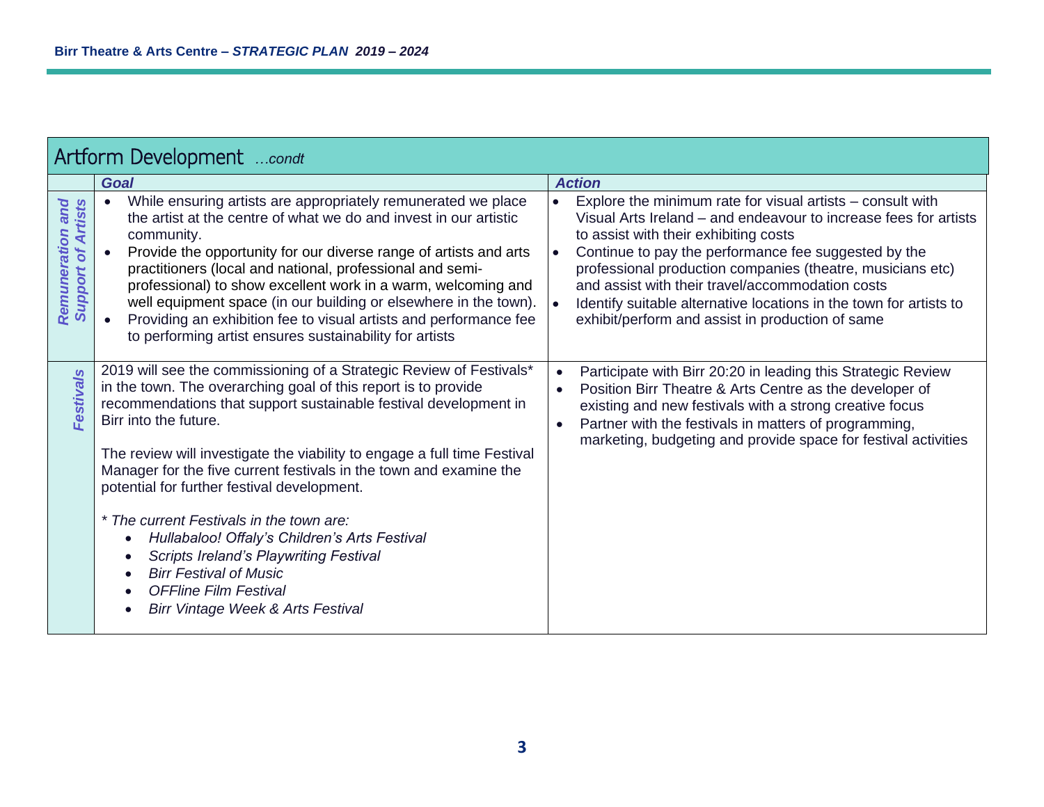## Artform Development *…condt*

| | Goal | Action |
|---|---|---|
| ***Remuneration and Support of Artists*** | • While ensuring artists are appropriately remunerated we place the artist at the centre of what we do and invest in our artistic community.<br>• Provide the opportunity for our diverse range of artists and arts practitioners (local and national, professional and semi-professional) to show excellent work in a warm, welcoming and well equipment space (in our building or elsewhere in the town).<br>• Providing an exhibition fee to visual artists and performance fee to performing artist ensures sustainability for artists | • Explore the minimum rate for visual artists – consult with Visual Arts Ireland – and endeavour to increase fees for artists to assist with their exhibiting costs<br>• Continue to pay the performance fee suggested by the professional production companies (theatre, musicians etc) and assist with their travel/accommodation costs<br>• Identify suitable alternative locations in the town for artists to exhibit/perform and assist in production of same |
| ***Festivals*** | 2019 will see the commissioning of a Strategic Review of Festivals* in the town. The overarching goal of this report is to provide recommendations that support sustainable festival development in Birr into the future.<br><br>The review will investigate the viability to engage a full time Festival Manager for the five current festivals in the town and examine the potential for further festival development.<br><br>*\* The current Festivals in the town are:*<br>• *Hullabaloo! Offaly's Children's Arts Festival*<br>• *Scripts Ireland's Playwriting Festival*<br>• *Birr Festival of Music*<br>• *OFFline Film Festival*<br>• *Birr Vintage Week & Arts Festival* | • Participate with Birr 20:20 in leading this Strategic Review<br>• Position Birr Theatre & Arts Centre as the developer of existing and new festivals with a strong creative focus<br>• Partner with the festivals in matters of programming, marketing, budgeting and provide space for festival activities |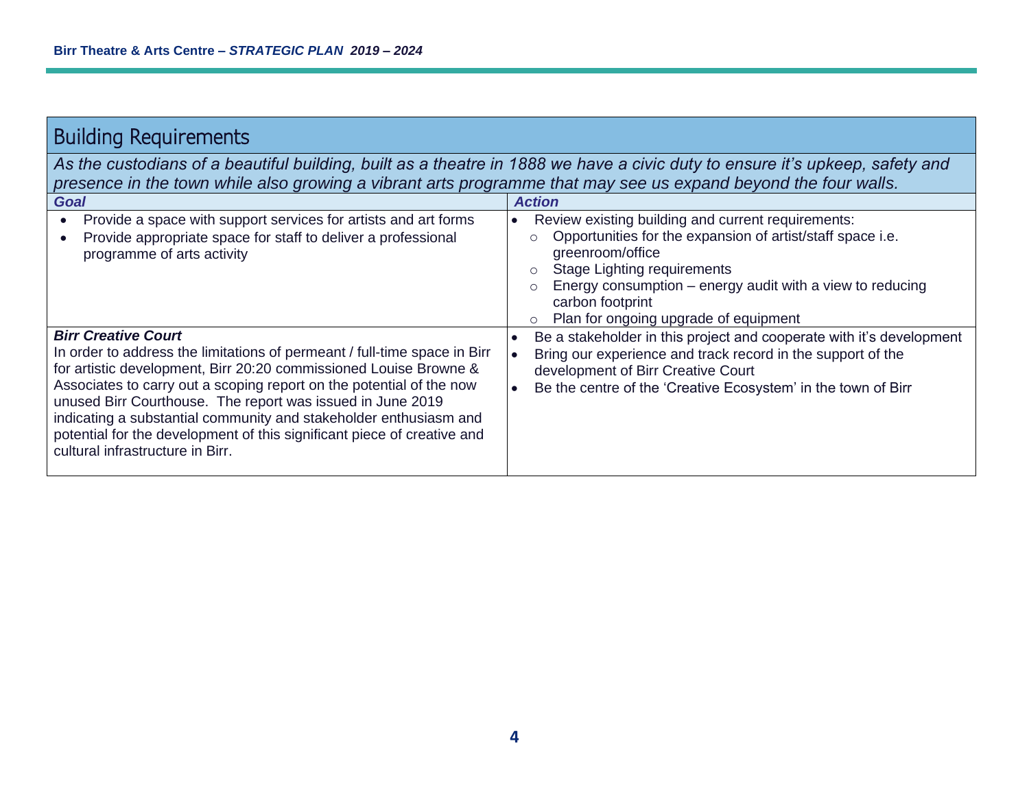## Building Requirements

*As the custodians of a beautiful building, built as a theatre in 1888 we have a civic duty to ensure it's upkeep, safety and presence in the town while also growing a vibrant arts programme that may see us expand beyond the four walls.*

| ***Goal*** | ***Action*** |
|---|---|
| • Provide a space with support services for artists and art forms<br>• Provide appropriate space for staff to deliver a professional programme of arts activity | • Review existing building and current requirements:<br>○ Opportunities for the expansion of artist/staff space i.e. greenroom/office<br>○ Stage Lighting requirements<br>○ Energy consumption – energy audit with a view to reducing carbon footprint<br>○ Plan for ongoing upgrade of equipment |
| ***Birr Creative Court***<br>In order to address the limitations of permeant / full-time space in Birr for artistic development, Birr 20:20 commissioned Louise Browne & Associates to carry out a scoping report on the potential of the now unused Birr Courthouse. The report was issued in June 2019 indicating a substantial community and stakeholder enthusiasm and potential for the development of this significant piece of creative and cultural infrastructure in Birr. | • Be a stakeholder in this project and cooperate with it's development<br>• Bring our experience and track record in the support of the development of Birr Creative Court<br>• Be the centre of the 'Creative Ecosystem' in the town of Birr |